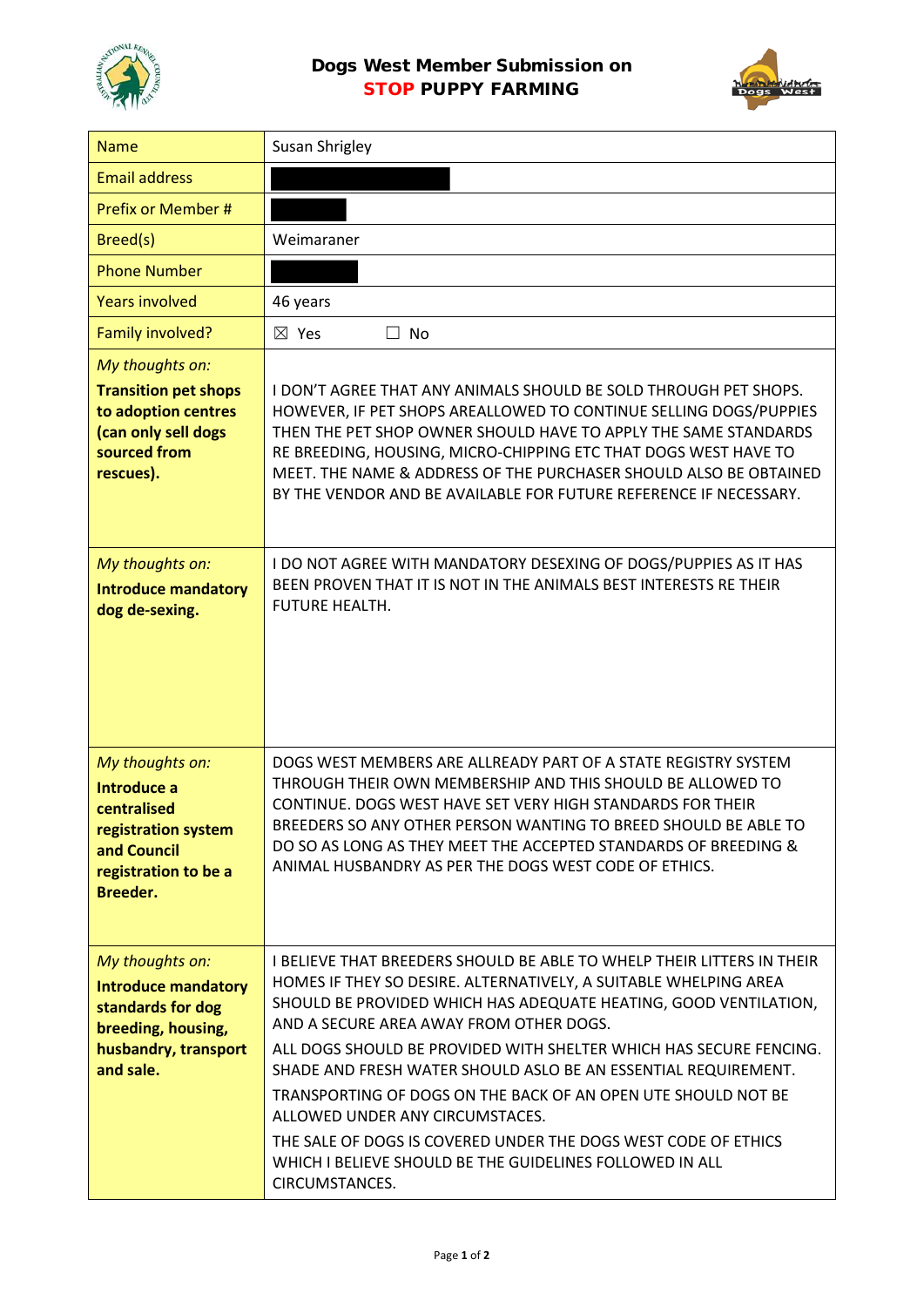# Dogs West Member Submission on STOP PUPPY FARMING

| | |
|---|---|
| Name | Susan Shrigley |
| Email address | |
| Prefix or Member # | |
| Breed(s) | Weimaraner |
| Phone Number | |
| Years involved | 46 years |
| Family involved? | ☒ Yes ☐ No |
| *My thoughts on:* **Transition pet shops to adoption centres (can only sell dogs sourced from rescues).** | I DON'T AGREE THAT ANY ANIMALS SHOULD BE SOLD THROUGH PET SHOPS. HOWEVER, IF PET SHOPS AREALLOWED TO CONTINUE SELLING DOGS/PUPPIES THEN THE PET SHOP OWNER SHOULD HAVE TO APPLY THE SAME STANDARDS RE BREEDING, HOUSING, MICRO-CHIPPING ETC THAT DOGS WEST HAVE TO MEET. THE NAME & ADDRESS OF THE PURCHASER SHOULD ALSO BE OBTAINED BY THE VENDOR AND BE AVAILABLE FOR FUTURE REFERENCE IF NECESSARY. |
| *My thoughts on:* **Introduce mandatory dog de-sexing.** | I DO NOT AGREE WITH MANDATORY DESEXING OF DOGS/PUPPIES AS IT HAS BEEN PROVEN THAT IT IS NOT IN THE ANIMALS BEST INTERESTS RE THEIR FUTURE HEALTH. |
| *My thoughts on:* **Introduce a centralised registration system and Council registration to be a Breeder.** | DOGS WEST MEMBERS ARE ALLREADY PART OF A STATE REGISTRY SYSTEM THROUGH THEIR OWN MEMBERSHIP AND THIS SHOULD BE ALLOWED TO CONTINUE. DOGS WEST HAVE SET VERY HIGH STANDARDS FOR THEIR BREEDERS SO ANY OTHER PERSON WANTING TO BREED SHOULD BE ABLE TO DO SO AS LONG AS THEY MEET THE ACCEPTED STANDARDS OF BREEDING & ANIMAL HUSBANDRY AS PER THE DOGS WEST CODE OF ETHICS. |
| *My thoughts on:* **Introduce mandatory standards for dog breeding, housing, husbandry, transport and sale.** | I BELIEVE THAT BREEDERS SHOULD BE ABLE TO WHELP THEIR LITTERS IN THEIR HOMES IF THEY SO DESIRE. ALTERNATIVELY, A SUITABLE WHELPING AREA SHOULD BE PROVIDED WHICH HAS ADEQUATE HEATING, GOOD VENTILATION, AND A SECURE AREA AWAY FROM OTHER DOGS.<br>ALL DOGS SHOULD BE PROVIDED WITH SHELTER WHICH HAS SECURE FENCING. SHADE AND FRESH WATER SHOULD ASLO BE AN ESSENTIAL REQUIREMENT.<br>TRANSPORTING OF DOGS ON THE BACK OF AN OPEN UTE SHOULD NOT BE ALLOWED UNDER ANY CIRCUMSTACES.<br>THE SALE OF DOGS IS COVERED UNDER THE DOGS WEST CODE OF ETHICS WHICH I BELIEVE SHOULD BE THE GUIDELINES FOLLOWED IN ALL CIRCUMSTANCES. |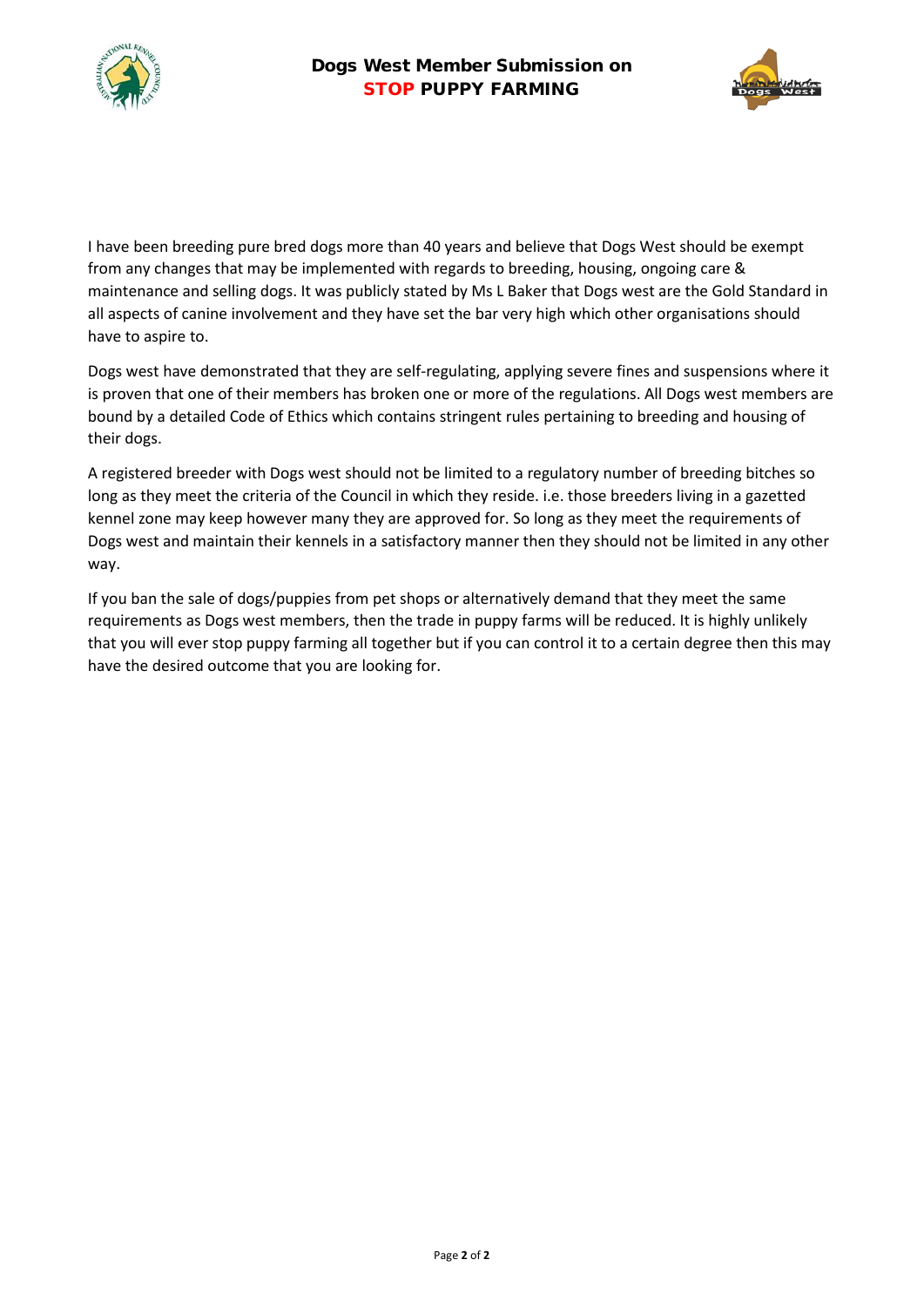I have been breeding pure bred dogs more than 40 years and believe that Dogs West should be exempt from any changes that may be implemented with regards to breeding, housing, ongoing care & maintenance and selling dogs. It was publicly stated by Ms L Baker that Dogs west are the Gold Standard in all aspects of canine involvement and they have set the bar very high which other organisations should have to aspire to.

Dogs west have demonstrated that they are self-regulating, applying severe fines and suspensions where it is proven that one of their members has broken one or more of the regulations. All Dogs west members are bound by a detailed Code of Ethics which contains stringent rules pertaining to breeding and housing of their dogs.

A registered breeder with Dogs west should not be limited to a regulatory number of breeding bitches so long as they meet the criteria of the Council in which they reside. i.e. those breeders living in a gazetted kennel zone may keep however many they are approved for. So long as they meet the requirements of Dogs west and maintain their kennels in a satisfactory manner then they should not be limited in any other way.

If you ban the sale of dogs/puppies from pet shops or alternatively demand that they meet the same requirements as Dogs west members, then the trade in puppy farms will be reduced. It is highly unlikely that you will ever stop puppy farming all together but if you can control it to a certain degree then this may have the desired outcome that you are looking for.